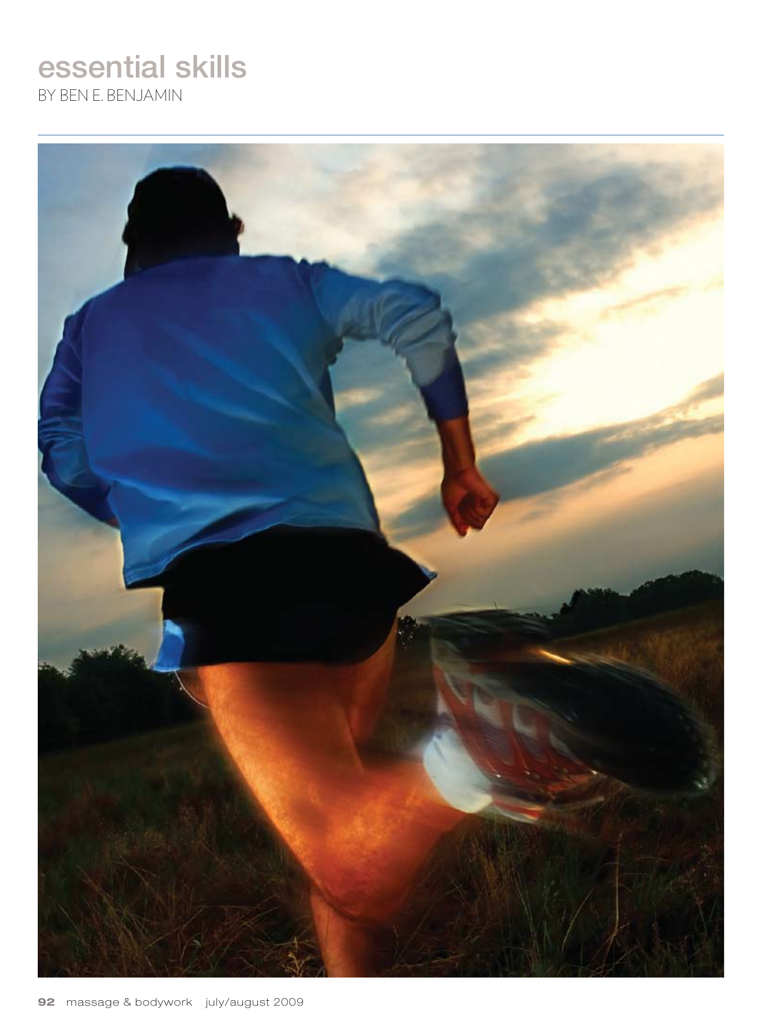# essential skills

BY BEN E. BENJAMIN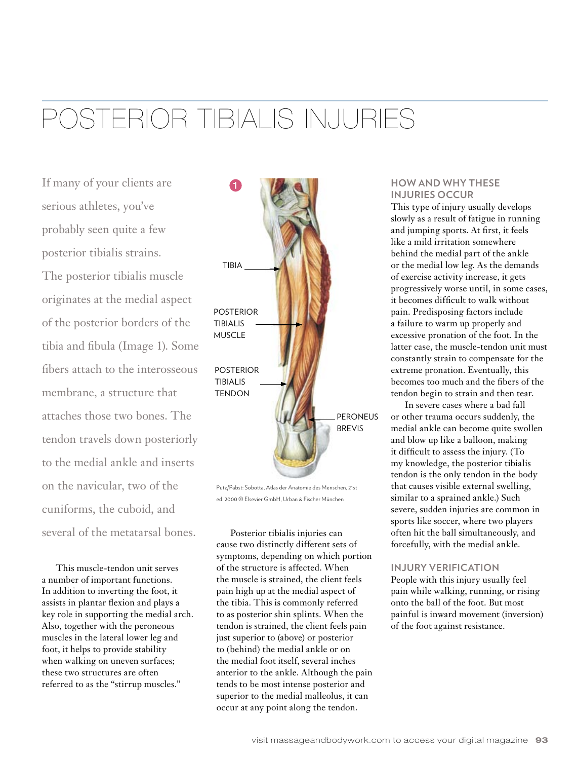# POSTERIOR TIBIALIS INJURIES

If many of your clients are serious athletes, you've probably seen quite a few posterior tibialis strains. The posterior tibialis muscle originates at the medial aspect of the posterior borders of the tibia and fibula (Image 1). Some fibers attach to the interosseous membrane, a structure that attaches those two bones. The tendon travels down posteriorly to the medial ankle and inserts on the navicular, two of the cuniforms, the cuboid, and several of the metatarsal bones.

This muscle-tendon unit serves a number of important functions. In addition to inverting the foot, it assists in plantar flexion and plays a key role in supporting the medial arch. Also, together with the peroneous muscles in the lateral lower leg and foot, it helps to provide stability when walking on uneven surfaces; these two structures are often referred to as the "stirrup muscles."

1

TIBIA

POSTERIOR TIBIALIS MUSCLE

POSTERIOR TIBIALIS TENDON

PERONEUS BREVIS

Putz/Pabst: Sobotta, Atlas der Anatomie des Menschen, 21st ed. 2000 © Elsevier GmbH, Urban & Fischer München

Posterior tibialis injuries can cause two distinctly different sets of symptoms, depending on which portion of the structure is affected. When the muscle is strained, the client feels pain high up at the medial aspect of the tibia. This is commonly referred to as posterior shin splints. When the tendon is strained, the client feels pain just superior to (above) or posterior to (behind) the medial ankle or on the medial foot itself, several inches anterior to the ankle. Although the pain tends to be most intense posterior and superior to the medial malleolus, it can occur at any point along the tendon.

### HOW AND WHY THESE INJURIES OCCUR

This type of injury usually develops slowly as a result of fatigue in running and jumping sports. At first, it feels like a mild irritation somewhere behind the medial part of the ankle or the medial low leg. As the demands of exercise activity increase, it gets progressively worse until, in some cases, it becomes difficult to walk without pain. Predisposing factors include a failure to warm up properly and excessive pronation of the foot. In the latter case, the muscle-tendon unit must constantly strain to compensate for the extreme pronation. Eventually, this becomes too much and the fibers of the tendon begin to strain and then tear.

In severe cases where a bad fall or other trauma occurs suddenly, the medial ankle can become quite swollen and blow up like a balloon, making it difficult to assess the injury. (To my knowledge, the posterior tibialis tendon is the only tendon in the body that causes visible external swelling, similar to a sprained ankle.) Such severe, sudden injuries are common in sports like soccer, where two players often hit the ball simultaneously, and forcefully, with the medial ankle.

### INJURY VERIFICATION

People with this injury usually feel pain while walking, running, or rising onto the ball of the foot. But most painful is inward movement (inversion) of the foot against resistance.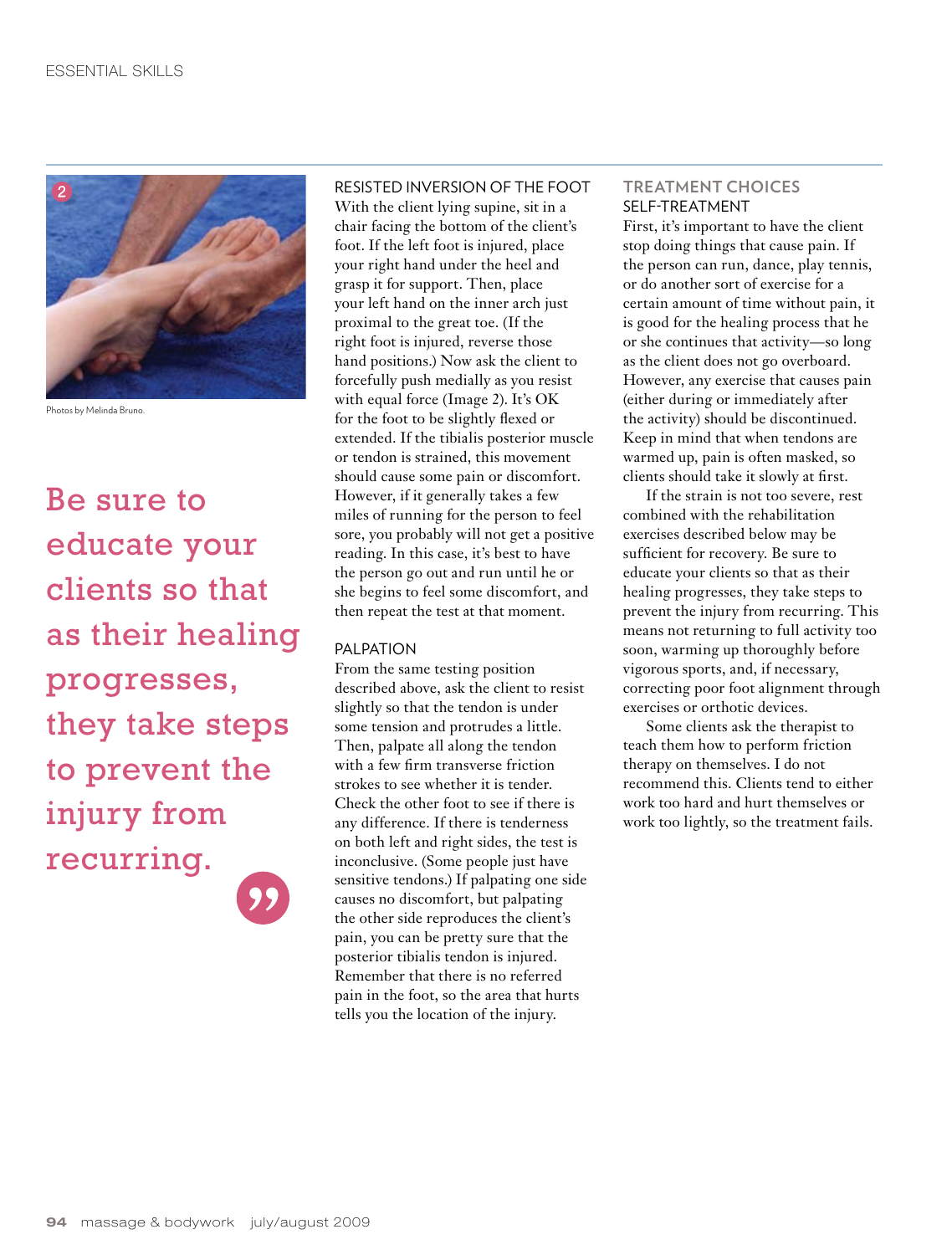Photos by Melinda Bruno.

> Be sure to educate your clients so that as their healing progresses, they take steps to prevent the injury from recurring.

### RESISTED INVERSION OF THE FOOT

With the client lying supine, sit in a chair facing the bottom of the client's foot. If the left foot is injured, place your right hand under the heel and grasp it for support. Then, place your left hand on the inner arch just proximal to the great toe. (If the right foot is injured, reverse those hand positions.) Now ask the client to forcefully push medially as you resist with equal force (Image 2). It's OK for the foot to be slightly flexed or extended. If the tibialis posterior muscle or tendon is strained, this movement should cause some pain or discomfort. However, if it generally takes a few miles of running for the person to feel sore, you probably will not get a positive reading. In this case, it's best to have the person go out and run until he or she begins to feel some discomfort, and then repeat the test at that moment.

### PALPATION

From the same testing position described above, ask the client to resist slightly so that the tendon is under some tension and protrudes a little. Then, palpate all along the tendon with a few firm transverse friction strokes to see whether it is tender. Check the other foot to see if there is any difference. If there is tenderness on both left and right sides, the test is inconclusive. (Some people just have sensitive tendons.) If palpating one side causes no discomfort, but palpating the other side reproduces the client's pain, you can be pretty sure that the posterior tibialis tendon is injured. Remember that there is no referred pain in the foot, so the area that hurts tells you the location of the injury.

## TREATMENT CHOICES

### SELF-TREATMENT

First, it's important to have the client stop doing things that cause pain. If the person can run, dance, play tennis, or do another sort of exercise for a certain amount of time without pain, it is good for the healing process that he or she continues that activity—so long as the client does not go overboard. However, any exercise that causes pain (either during or immediately after the activity) should be discontinued. Keep in mind that when tendons are warmed up, pain is often masked, so clients should take it slowly at first.

If the strain is not too severe, rest combined with the rehabilitation exercises described below may be sufficient for recovery. Be sure to educate your clients so that as their healing progresses, they take steps to prevent the injury from recurring. This means not returning to full activity too soon, warming up thoroughly before vigorous sports, and, if necessary, correcting poor foot alignment through exercises or orthotic devices.

Some clients ask the therapist to teach them how to perform friction therapy on themselves. I do not recommend this. Clients tend to either work too hard and hurt themselves or work too lightly, so the treatment fails.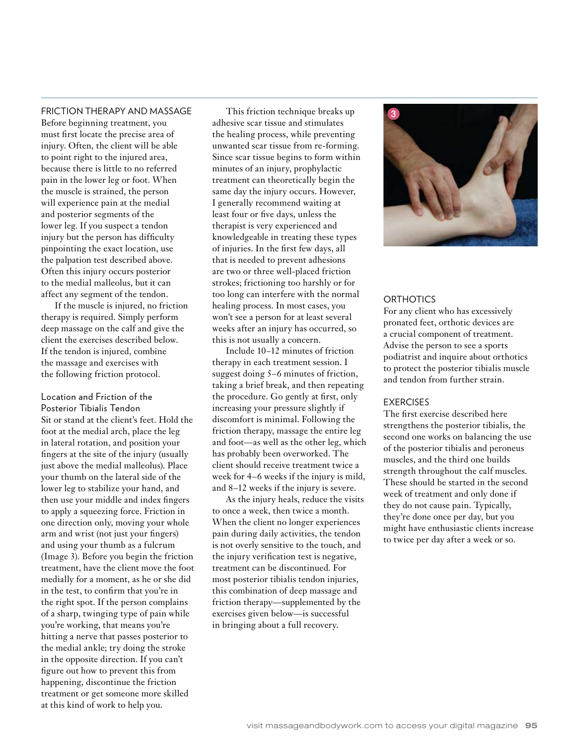## FRICTION THERAPY AND MASSAGE

Before beginning treatment, you must first locate the precise area of injury. Often, the client will be able to point right to the injured area, because there is little to no referred pain in the lower leg or foot. When the muscle is strained, the person will experience pain at the medial and posterior segments of the lower leg. If you suspect a tendon injury but the person has difficulty pinpointing the exact location, use the palpation test described above. Often this injury occurs posterior to the medial malleolus, but it can affect any segment of the tendon.

If the muscle is injured, no friction therapy is required. Simply perform deep massage on the calf and give the client the exercises described below. If the tendon is injured, combine the massage and exercises with the following friction protocol.

### Location and Friction of the Posterior Tibialis Tendon

Sit or stand at the client's feet. Hold the foot at the medial arch, place the leg in lateral rotation, and position your fingers at the site of the injury (usually just above the medial malleolus). Place your thumb on the lateral side of the lower leg to stabilize your hand, and then use your middle and index fingers to apply a squeezing force. Friction in one direction only, moving your whole arm and wrist (not just your fingers) and using your thumb as a fulcrum (Image 3). Before you begin the friction treatment, have the client move the foot medially for a moment, as he or she did in the test, to confirm that you're in the right spot. If the person complains of a sharp, twinging type of pain while you're working, that means you're hitting a nerve that passes posterior to the medial ankle; try doing the stroke in the opposite direction. If you can't figure out how to prevent this from happening, discontinue the friction treatment or get someone more skilled at this kind of work to help you.

This friction technique breaks up adhesive scar tissue and stimulates the healing process, while preventing unwanted scar tissue from re-forming. Since scar tissue begins to form within minutes of an injury, prophylactic treatment can theoretically begin the same day the injury occurs. However, I generally recommend waiting at least four or five days, unless the therapist is very experienced and knowledgeable in treating these types of injuries. In the first few days, all that is needed to prevent adhesions are two or three well-placed friction strokes; frictioning too harshly or for too long can interfere with the normal healing process. In most cases, you won't see a person for at least several weeks after an injury has occurred, so this is not usually a concern.

Include 10–12 minutes of friction therapy in each treatment session. I suggest doing 5–6 minutes of friction, taking a brief break, and then repeating the procedure. Go gently at first, only increasing your pressure slightly if discomfort is minimal. Following the friction therapy, massage the entire leg and foot—as well as the other leg, which has probably been overworked. The client should receive treatment twice a week for 4–6 weeks if the injury is mild, and 8–12 weeks if the injury is severe.

As the injury heals, reduce the visits to once a week, then twice a month. When the client no longer experiences pain during daily activities, the tendon is not overly sensitive to the touch, and the injury verification test is negative, treatment can be discontinued. For most posterior tibialis tendon injuries, this combination of deep massage and friction therapy—supplemented by the exercises given below—is successful in bringing about a full recovery.

3

## ORTHOTICS

For any client who has excessively pronated feet, orthotic devices are a crucial component of treatment. Advise the person to see a sports podiatrist and inquire about orthotics to protect the posterior tibialis muscle and tendon from further strain.

## EXERCISES

The first exercise described here strengthens the posterior tibialis, the second one works on balancing the use of the posterior tibialis and peroneus muscles, and the third one builds strength throughout the calf muscles. These should be started in the second week of treatment and only done if they do not cause pain. Typically, they're done once per day, but you might have enthusiastic clients increase to twice per day after a week or so.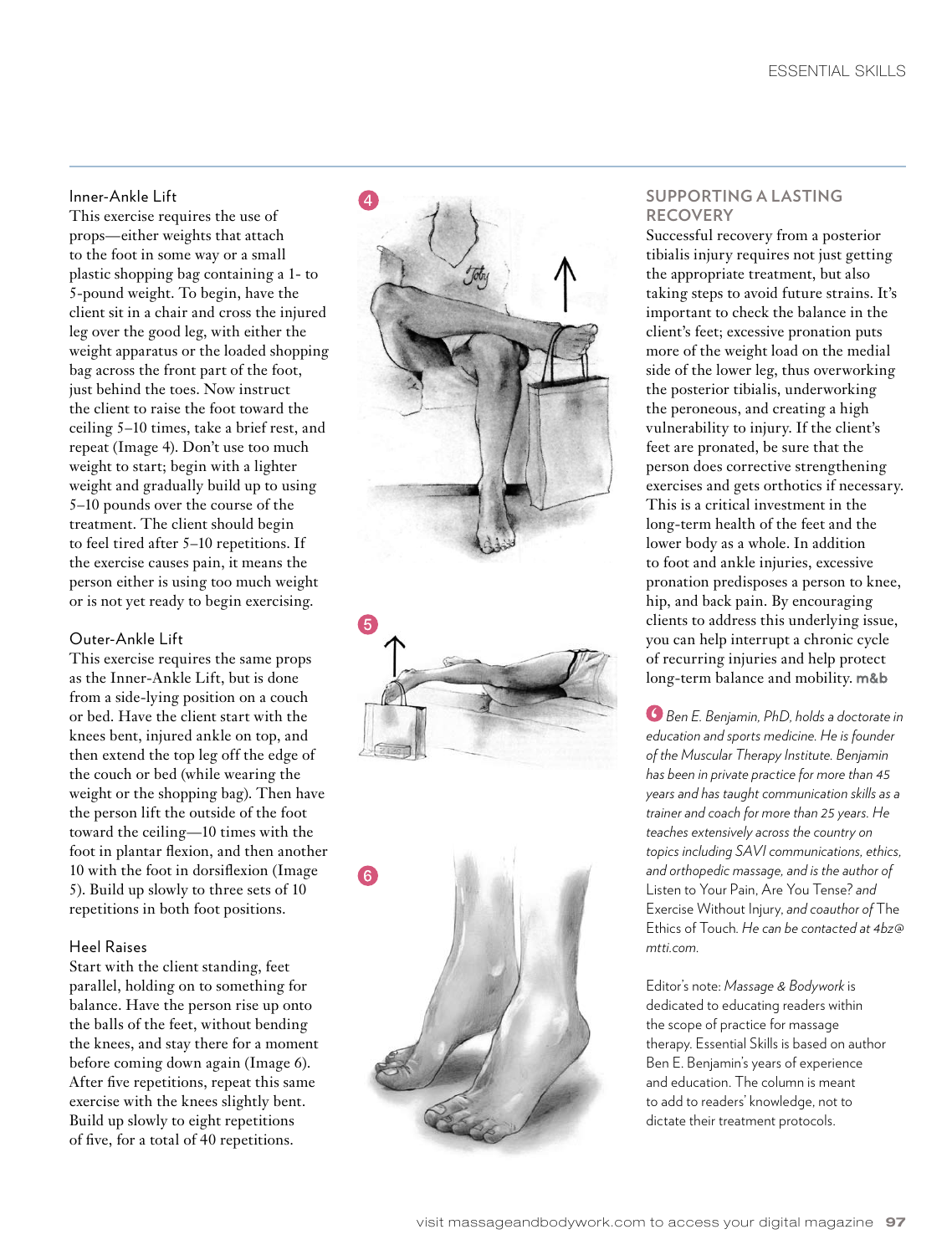### Inner-Ankle Lift

This exercise requires the use of props—either weights that attach to the foot in some way or a small plastic shopping bag containing a 1- to 5-pound weight. To begin, have the client sit in a chair and cross the injured leg over the good leg, with either the weight apparatus or the loaded shopping bag across the front part of the foot, just behind the toes. Now instruct the client to raise the foot toward the ceiling 5–10 times, take a brief rest, and repeat (Image 4). Don't use too much weight to start; begin with a lighter weight and gradually build up to using 5–10 pounds over the course of the treatment. The client should begin to feel tired after 5–10 repetitions. If the exercise causes pain, it means the person either is using too much weight or is not yet ready to begin exercising.

### Outer-Ankle Lift

This exercise requires the same props as the Inner-Ankle Lift, but is done from a side-lying position on a couch or bed. Have the client start with the knees bent, injured ankle on top, and then extend the top leg off the edge of the couch or bed (while wearing the weight or the shopping bag). Then have the person lift the outside of the foot toward the ceiling—10 times with the foot in plantar flexion, and then another 10 with the foot in dorsiflexion (Image 5). Build up slowly to three sets of 10 repetitions in both foot positions.

### Heel Raises

Start with the client standing, feet parallel, holding on to something for balance. Have the person rise up onto the balls of the feet, without bending the knees, and stay there for a moment before coming down again (Image 6). After five repetitions, repeat this same exercise with the knees slightly bent. Build up slowly to eight repetitions of five, for a total of 40 repetitions.

4

5

6

## SUPPORTING A LASTING RECOVERY

Successful recovery from a posterior tibialis injury requires not just getting the appropriate treatment, but also taking steps to avoid future strains. It's important to check the balance in the client's feet; excessive pronation puts more of the weight load on the medial side of the lower leg, thus overworking the posterior tibialis, underworking the peroneous, and creating a high vulnerability to injury. If the client's feet are pronated, be sure that the person does corrective strengthening exercises and gets orthotics if necessary. This is a critical investment in the long-term health of the feet and the lower body as a whole. In addition to foot and ankle injuries, excessive pronation predisposes a person to knee, hip, and back pain. By encouraging clients to address this underlying issue, you can help interrupt a chronic cycle of recurring injuries and help protect long-term balance and mobility. **m&b**

*Ben E. Benjamin, PhD, holds a doctorate in education and sports medicine. He is founder of the Muscular Therapy Institute. Benjamin has been in private practice for more than 45 years and has taught communication skills as a trainer and coach for more than 25 years. He teaches extensively across the country on topics including SAVI communications, ethics, and orthopedic massage, and is the author of* Listen to Your Pain, Are You Tense? *and* Exercise Without Injury, *and coauthor of* The Ethics of Touch. *He can be contacted at 4bz@mtti.com.*

Editor's note: *Massage & Bodywork* is dedicated to educating readers within the scope of practice for massage therapy. Essential Skills is based on author Ben E. Benjamin's years of experience and education. The column is meant to add to readers' knowledge, not to dictate their treatment protocols.